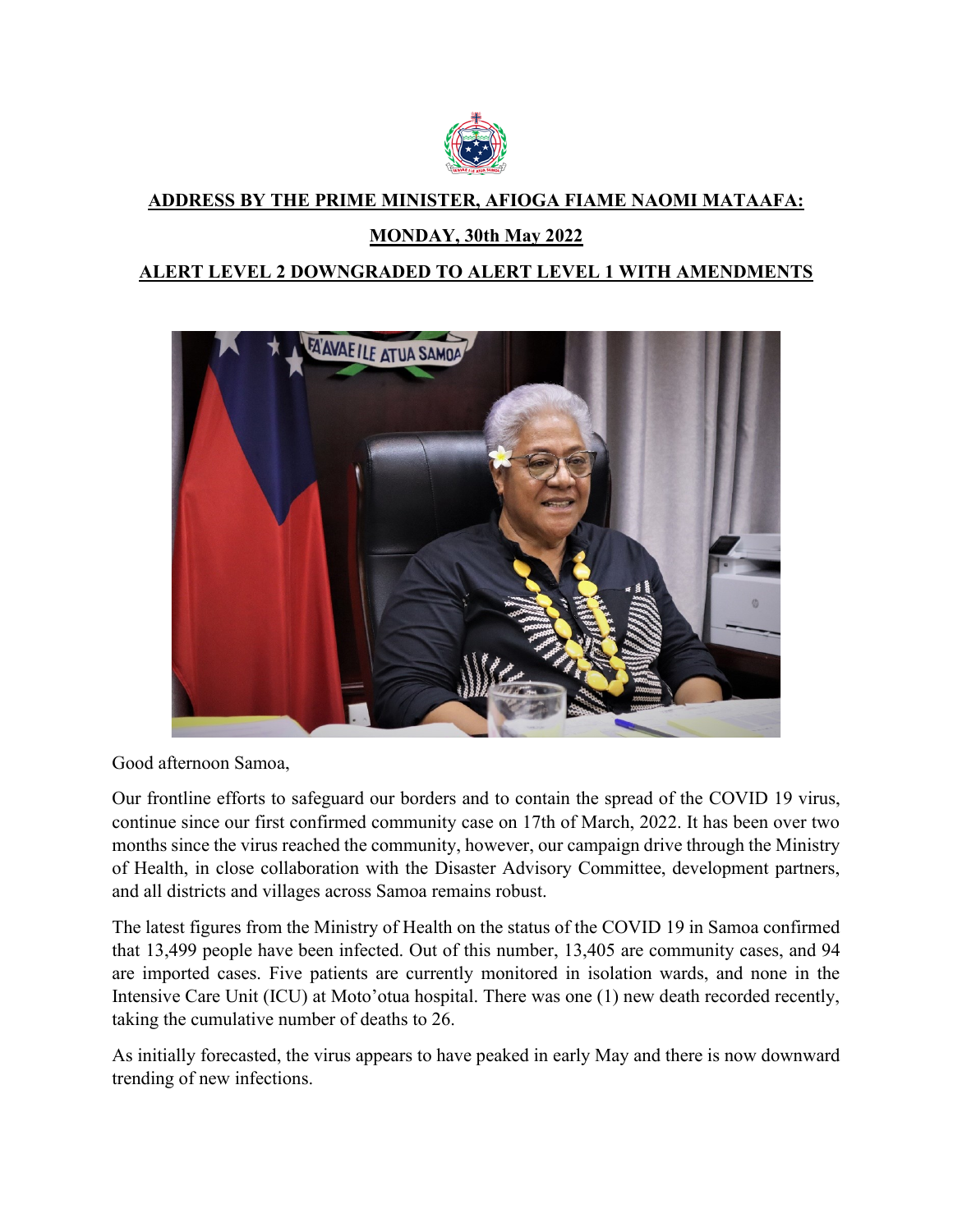**ADDRESS BY THE PRIME MINISTER, AFIOGA FIAME NAOMI MATAAFA:**

**MONDAY, 30th May 2022**

**ALERT LEVEL 2 DOWNGRADED TO ALERT LEVEL 1 WITH AMENDMENTS**

Good afternoon Samoa,

Our frontline efforts to safeguard our borders and to contain the spread of the COVID 19 virus, continue since our first confirmed community case on 17th of March, 2022. It has been over two months since the virus reached the community, however, our campaign drive through the Ministry of Health, in close collaboration with the Disaster Advisory Committee, development partners, and all districts and villages across Samoa remains robust.

The latest figures from the Ministry of Health on the status of the COVID 19 in Samoa confirmed that 13,499 people have been infected. Out of this number, 13,405 are community cases, and 94 are imported cases. Five patients are currently monitored in isolation wards, and none in the Intensive Care Unit (ICU) at Moto'otua hospital. There was one (1) new death recorded recently, taking the cumulative number of deaths to 26.

As initially forecasted, the virus appears to have peaked in early May and there is now downward trending of new infections.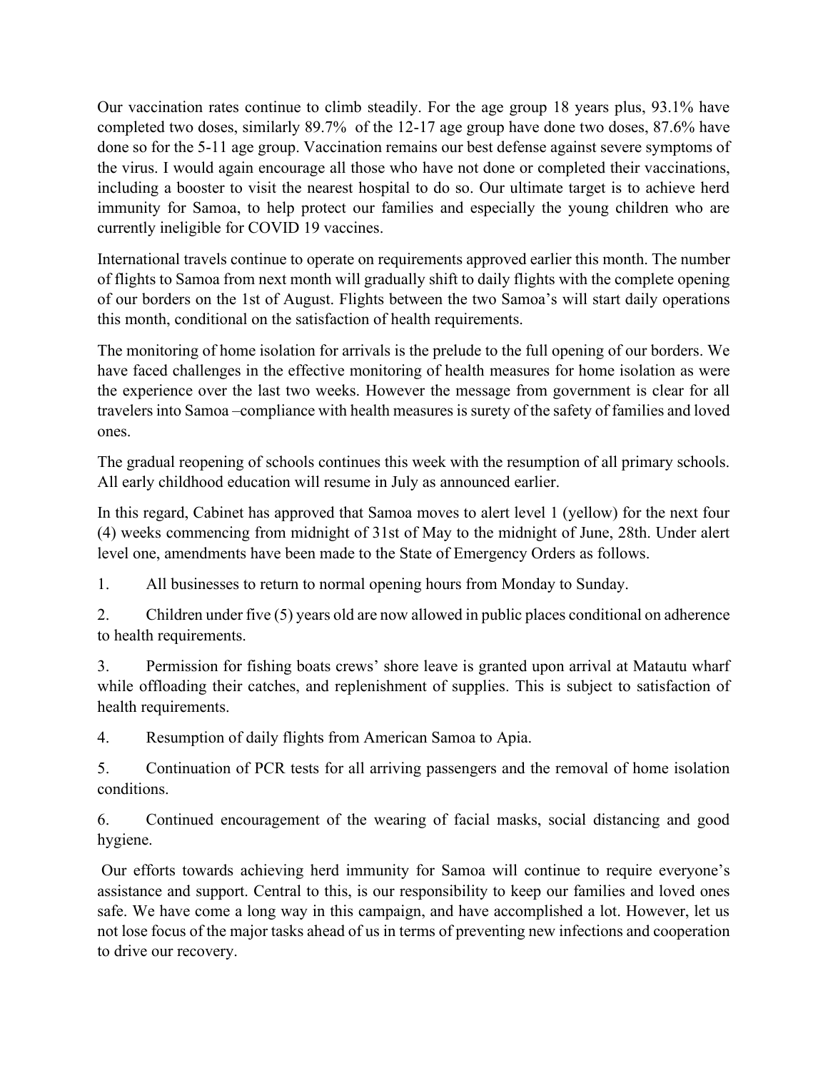Our vaccination rates continue to climb steadily. For the age group 18 years plus, 93.1% have completed two doses, similarly 89.7% of the 12-17 age group have done two doses, 87.6% have done so for the 5-11 age group. Vaccination remains our best defense against severe symptoms of the virus. I would again encourage all those who have not done or completed their vaccinations, including a booster to visit the nearest hospital to do so. Our ultimate target is to achieve herd immunity for Samoa, to help protect our families and especially the young children who are currently ineligible for COVID 19 vaccines.

International travels continue to operate on requirements approved earlier this month. The number of flights to Samoa from next month will gradually shift to daily flights with the complete opening of our borders on the 1st of August. Flights between the two Samoa's will start daily operations this month, conditional on the satisfaction of health requirements.

The monitoring of home isolation for arrivals is the prelude to the full opening of our borders. We have faced challenges in the effective monitoring of health measures for home isolation as were the experience over the last two weeks. However the message from government is clear for all travelers into Samoa –compliance with health measures is surety of the safety of families and loved ones.

The gradual reopening of schools continues this week with the resumption of all primary schools. All early childhood education will resume in July as announced earlier.

In this regard, Cabinet has approved that Samoa moves to alert level 1 (yellow) for the next four (4) weeks commencing from midnight of 31st of May to the midnight of June, 28th. Under alert level one, amendments have been made to the State of Emergency Orders as follows.

1. All businesses to return to normal opening hours from Monday to Sunday.

2. Children under five (5) years old are now allowed in public places conditional on adherence to health requirements.

3. Permission for fishing boats crews' shore leave is granted upon arrival at Matautu wharf while offloading their catches, and replenishment of supplies. This is subject to satisfaction of health requirements.

4. Resumption of daily flights from American Samoa to Apia.

5. Continuation of PCR tests for all arriving passengers and the removal of home isolation conditions.

6. Continued encouragement of the wearing of facial masks, social distancing and good hygiene.

Our efforts towards achieving herd immunity for Samoa will continue to require everyone's assistance and support. Central to this, is our responsibility to keep our families and loved ones safe. We have come a long way in this campaign, and have accomplished a lot. However, let us not lose focus of the major tasks ahead of us in terms of preventing new infections and cooperation to drive our recovery.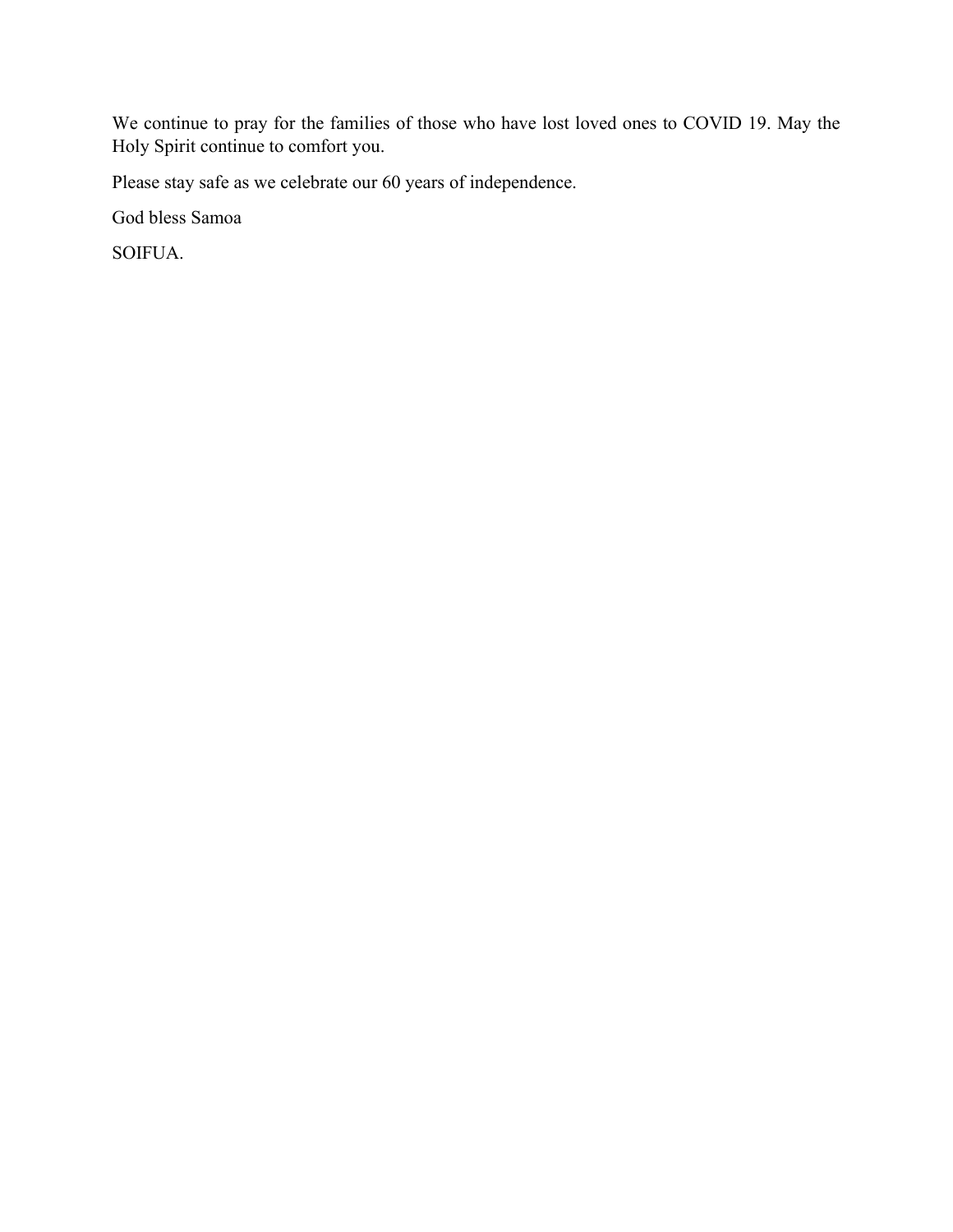We continue to pray for the families of those who have lost loved ones to COVID 19. May the Holy Spirit continue to comfort you.

Please stay safe as we celebrate our 60 years of independence.

God bless Samoa

SOIFUA.